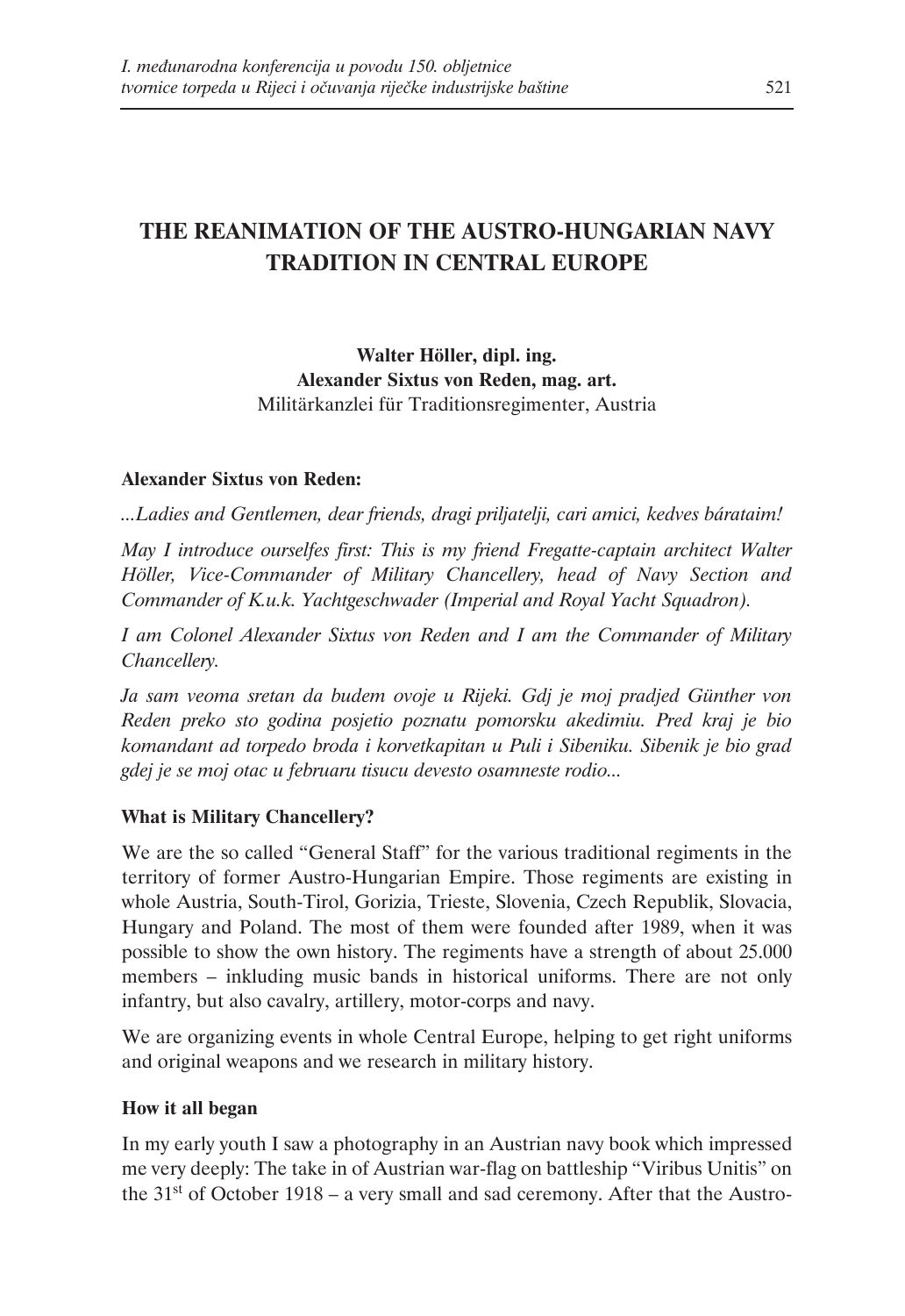# THE REANIMATION OF THE AUSTRO-HUNGARIAN NAVY TRADITION IN CENTRAL EUROPE

**Walter Höller, dipl. ing.**
**Alexander Sixtus von Reden, mag. art.**
Militärkanzlei für Traditionsregimenter, Austria

**Alexander Sixtus von Reden:**

*...Ladies and Gentlemen, dear friends, dragi priljatelji, cari amici, kedves báratáim!*

*May I introduce ourselfes first: This is my friend Fregatte-captain architect Walter Höller, Vice-Commander of Military Chancellery, head of Navy Section and Commander of K.u.k. Yachtgeschwader (Imperial and Royal Yacht Squadron).*

*I am Colonel Alexander Sixtus von Reden and I am the Commander of Military Chancellery.*

*Ja sam veoma sretan da budem ovoje u Rijeki. Gdj je moj pradjed Günther von Reden preko sto godina posjetio poznatu pomorsku akedimiu. Pred kraj je bio komandant ad torpedo broda i korvetkapitan u Puli i Sibeniku. Sibenik je bio grad gdej je se moj otac u februaru tisucu devesto osamneste rodio...*

### What is Military Chancellery?

We are the so called "General Staff" for the various traditional regiments in the territory of former Austro-Hungarian Empire. Those regiments are existing in whole Austria, South-Tirol, Gorizia, Trieste, Slovenia, Czech Republik, Slovacia, Hungary and Poland. The most of them were founded after 1989, when it was possible to show the own history. The regiments have a strength of about 25.000 members – inkluding music bands in historical uniforms. There are not only infantry, but also cavalry, artillery, motor-corps and navy.

We are organizing events in whole Central Europe, helping to get right uniforms and original weapons and we research in military history.

### How it all began

In my early youth I saw a photography in an Austrian navy book which impressed me very deeply: The take in of Austrian war-flag on battleship "Viribus Unitis" on the 31st of October 1918 – a very small and sad ceremony. After that the Austro-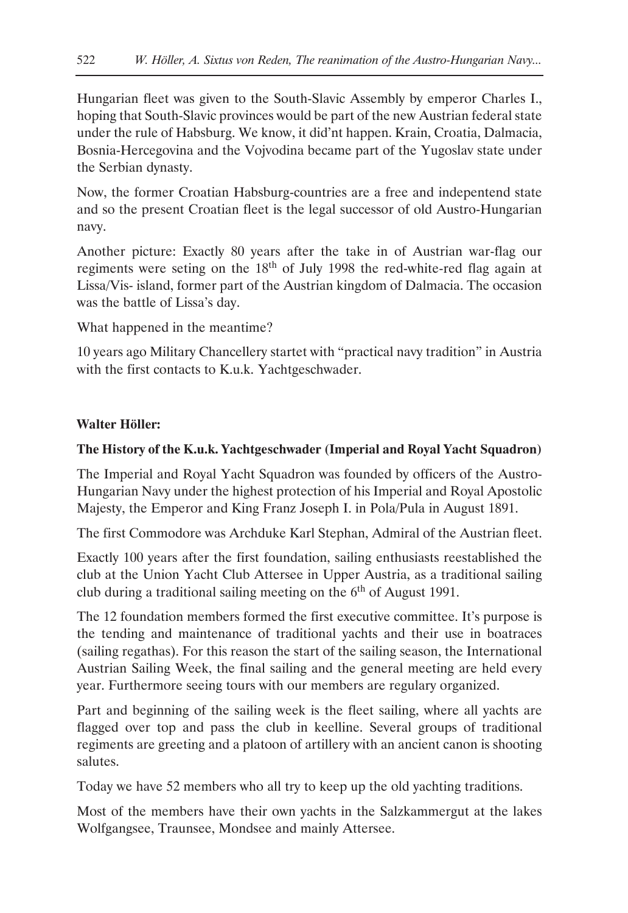Hungarian fleet was given to the South-Slavic Assembly by emperor Charles I., hoping that South-Slavic provinces would be part of the new Austrian federal state under the rule of Habsburg. We know, it did'nt happen. Krain, Croatia, Dalmacia, Bosnia-Hercegovina and the Vojvodina became part of the Yugoslav state under the Serbian dynasty.

Now, the former Croatian Habsburg-countries are a free and indepentend state and so the present Croatian fleet is the legal successor of old Austro-Hungarian navy.

Another picture: Exactly 80 years after the take in of Austrian war-flag our regiments were seting on the 18th of July 1998 the red-white-red flag again at Lissa/Vis- island, former part of the Austrian kingdom of Dalmacia. The occasion was the battle of Lissa's day.

What happened in the meantime?

10 years ago Military Chancellery startet with "practical navy tradition" in Austria with the first contacts to K.u.k. Yachtgeschwader.

**Walter Höller:**

**The History of the K.u.k. Yachtgeschwader (Imperial and Royal Yacht Squadron)**

The Imperial and Royal Yacht Squadron was founded by officers of the Austro-Hungarian Navy under the highest protection of his Imperial and Royal Apostolic Majesty, the Emperor and King Franz Joseph I. in Pola/Pula in August 1891.

The first Commodore was Archduke Karl Stephan, Admiral of the Austrian fleet.

Exactly 100 years after the first foundation, sailing enthusiasts reestablished the club at the Union Yacht Club Attersee in Upper Austria, as a traditional sailing club during a traditional sailing meeting on the 6th of August 1991.

The 12 foundation members formed the first executive committee. It's purpose is the tending and maintenance of traditional yachts and their use in boatraces (sailing regathas). For this reason the start of the sailing season, the International Austrian Sailing Week, the final sailing and the general meeting are held every year. Furthermore seeing tours with our members are regulary organized.

Part and beginning of the sailing week is the fleet sailing, where all yachts are flagged over top and pass the club in keelline. Several groups of traditional regiments are greeting and a platoon of artillery with an ancient canon is shooting salutes.

Today we have 52 members who all try to keep up the old yachting traditions.

Most of the members have their own yachts in the Salzkammergut at the lakes Wolfgangsee, Traunsee, Mondsee and mainly Attersee.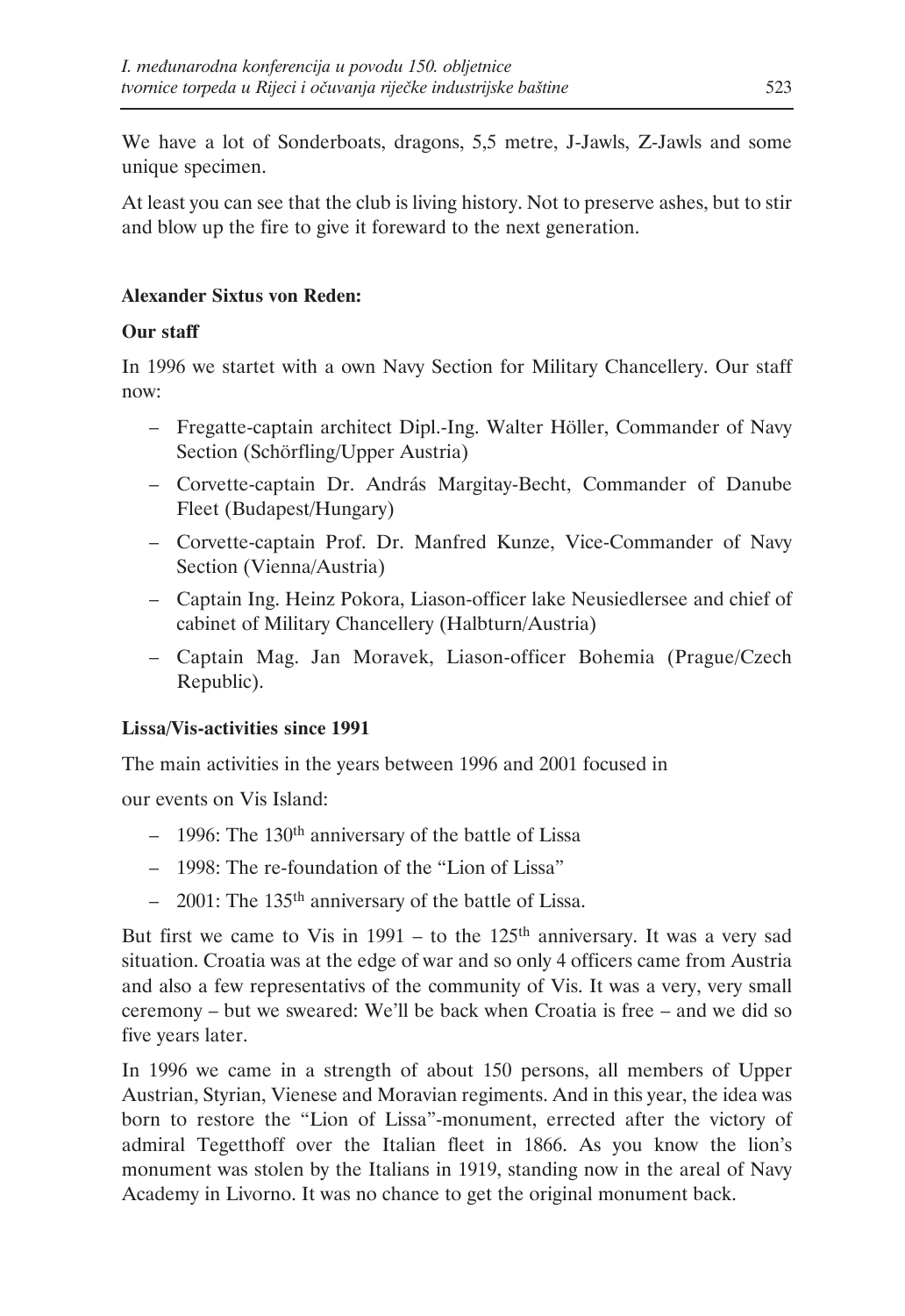We have a lot of Sonderboats, dragons, 5,5 metre, J-Jawls, Z-Jawls and some unique specimen.

At least you can see that the club is living history. Not to preserve ashes, but to stir and blow up the fire to give it foreward to the next generation.

**Alexander Sixtus von Reden:**

**Our staff**

In 1996 we startet with a own Navy Section for Military Chancellery. Our staff now:

- Fregatte-captain architect Dipl.-Ing. Walter Höller, Commander of Navy Section (Schörfling/Upper Austria)
- Corvette-captain Dr. András Margitay-Becht, Commander of Danube Fleet (Budapest/Hungary)
- Corvette-captain Prof. Dr. Manfred Kunze, Vice-Commander of Navy Section (Vienna/Austria)
- Captain Ing. Heinz Pokora, Liason-officer lake Neusiedlersee and chief of cabinet of Military Chancellery (Halbturn/Austria)
- Captain Mag. Jan Moravek, Liason-officer Bohemia (Prague/Czech Republic).

**Lissa/Vis-activities since 1991**

The main activities in the years between 1996 and 2001 focused in

our events on Vis Island:

- 1996: The 130th anniversary of the battle of Lissa
- 1998: The re-foundation of the "Lion of Lissa"
- 2001: The 135th anniversary of the battle of Lissa.

But first we came to Vis in 1991 – to the 125th anniversary. It was a very sad situation. Croatia was at the edge of war and so only 4 officers came from Austria and also a few representativs of the community of Vis. It was a very, very small ceremony – but we sweared: We'll be back when Croatia is free – and we did so five years later.

In 1996 we came in a strength of about 150 persons, all members of Upper Austrian, Styrian, Vienese and Moravian regiments. And in this year, the idea was born to restore the "Lion of Lissa"-monument, errected after the victory of admiral Tegetthoff over the Italian fleet in 1866. As you know the lion's monument was stolen by the Italians in 1919, standing now in the areal of Navy Academy in Livorno. It was no chance to get the original monument back.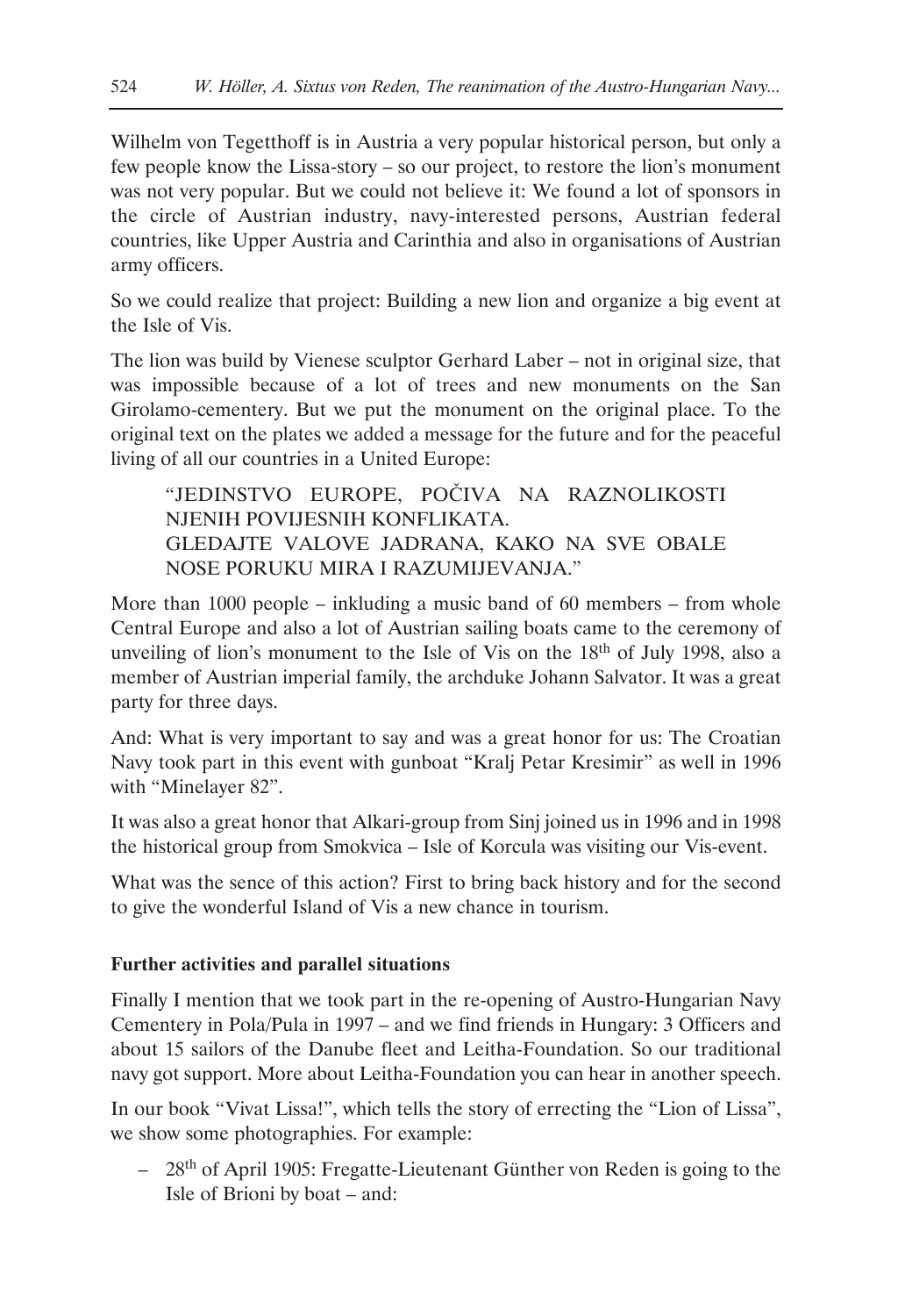Wilhelm von Tegetthoff is in Austria a very popular historical person, but only a few people know the Lissa-story – so our project, to restore the lion's monument was not very popular. But we could not believe it: We found a lot of sponsors in the circle of Austrian industry, navy-interested persons, Austrian federal countries, like Upper Austria and Carinthia and also in organisations of Austrian army officers.

So we could realize that project: Building a new lion and organize a big event at the Isle of Vis.

The lion was build by Vienese sculptor Gerhard Laber – not in original size, that was impossible because of a lot of trees and new monuments on the San Girolamo-cementery. But we put the monument on the original place. To the original text on the plates we added a message for the future and for the peaceful living of all our countries in a United Europe:

> "JEDINSTVO EUROPE, POČIVA NA RAZNOLIKOSTI NJENIH POVIJESNIH KONFLIKATA.
> GLEDAJTE VALOVE JADRANA, KAKO NA SVE OBALE NOSE PORUKU MIRA I RAZUMIJEVANJA."

More than 1000 people – inkluding a music band of 60 members – from whole Central Europe and also a lot of Austrian sailing boats came to the ceremony of unveiling of lion's monument to the Isle of Vis on the 18th of July 1998, also a member of Austrian imperial family, the archduke Johann Salvator. It was a great party for three days.

And: What is very important to say and was a great honor for us: The Croatian Navy took part in this event with gunboat "Kralj Petar Kresimir" as well in 1996 with "Minelayer 82".

It was also a great honor that Alkari-group from Sinj joined us in 1996 and in 1998 the historical group from Smokvica – Isle of Korcula was visiting our Vis-event.

What was the sence of this action? First to bring back history and for the second to give the wonderful Island of Vis a new chance in tourism.

**Further activities and parallel situations**

Finally I mention that we took part in the re-opening of Austro-Hungarian Navy Cementery in Pola/Pula in 1997 – and we find friends in Hungary: 3 Officers and about 15 sailors of the Danube fleet and Leitha-Foundation. So our traditional navy got support. More about Leitha-Foundation you can hear in another speech.

In our book "Vivat Lissa!", which tells the story of errecting the "Lion of Lissa", we show some photographies. For example:

- 28th of April 1905: Fregatte-Lieutenant Günther von Reden is going to the Isle of Brioni by boat – and: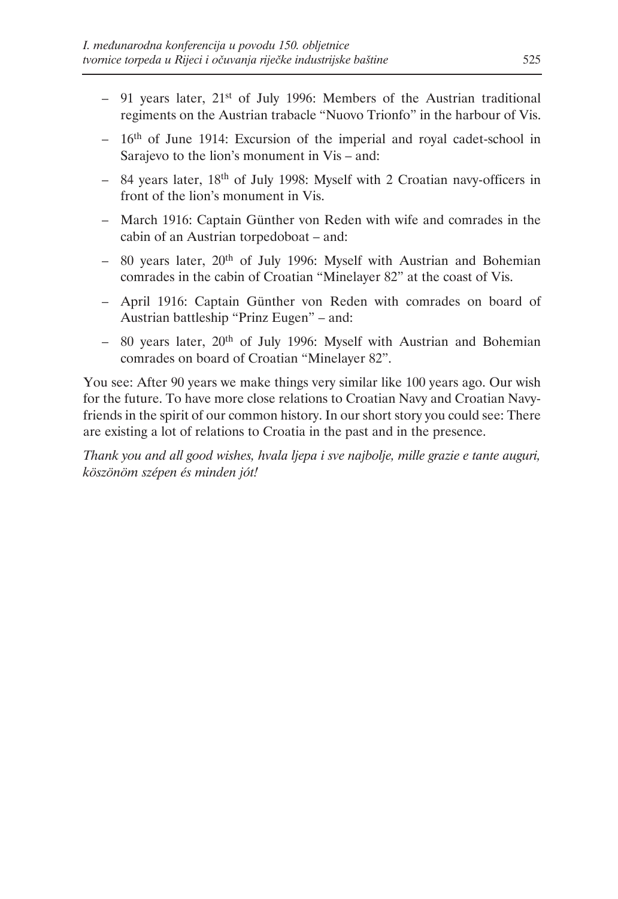- 91 years later, 21st of July 1996: Members of the Austrian traditional regiments on the Austrian trabacle "Nuovo Trionfo" in the harbour of Vis.
- 16th of June 1914: Excursion of the imperial and royal cadet-school in Sarajevo to the lion's monument in Vis – and:
- 84 years later, 18th of July 1998: Myself with 2 Croatian navy-officers in front of the lion's monument in Vis.
- March 1916: Captain Günther von Reden with wife and comrades in the cabin of an Austrian torpedoboat – and:
- 80 years later, 20th of July 1996: Myself with Austrian and Bohemian comrades in the cabin of Croatian "Minelayer 82" at the coast of Vis.
- April 1916: Captain Günther von Reden with comrades on board of Austrian battleship "Prinz Eugen" – and:
- 80 years later, 20th of July 1996: Myself with Austrian and Bohemian comrades on board of Croatian "Minelayer 82".

You see: After 90 years we make things very similar like 100 years ago. Our wish for the future. To have more close relations to Croatian Navy and Croatian Navy-friends in the spirit of our common history. In our short story you could see: There are existing a lot of relations to Croatia in the past and in the presence.

*Thank you and all good wishes, hvala ljepa i sve najbolje, mille grazie e tante auguri, köszönöm szépen és minden jót!*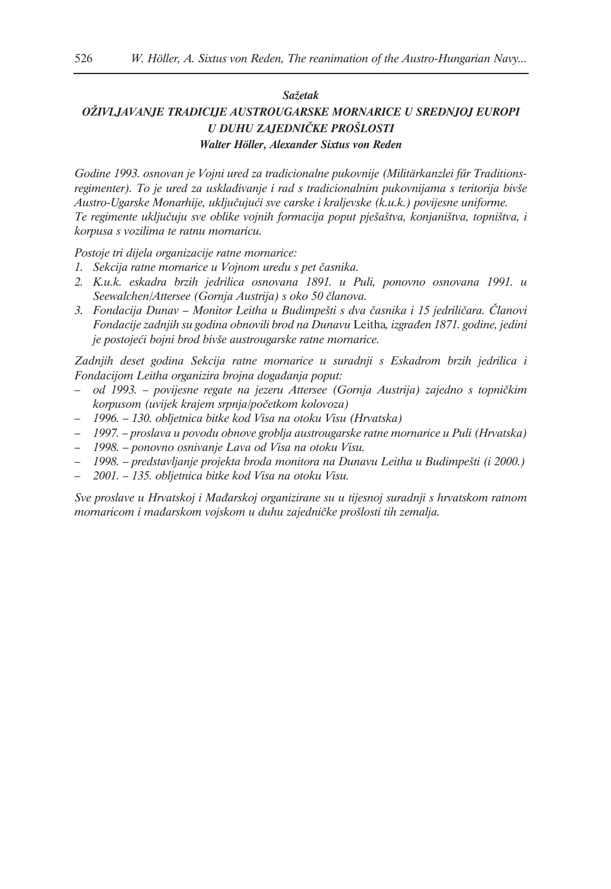***Sažetak***

## *OŽIVLJAVANJE TRADICIJE AUSTROUGARSKE MORNARICE U SREDNJOJ EUROPI U DUHU ZAJEDNIČKE PROŠLOSTI*

***Walter Höller, Alexander Sixtus von Reden***

*Godine 1993. osnovan je Vojni ured za tradicionalne pukovnije (Militärkanzlei fűr Traditionsregimenter). To je ured za usklađivanje i rad s tradicionalnim pukovnijama s teritorija bivše Austro-Ugarske Monarhije, uključujući sve carske i kraljevske (k.u.k.) povijesne uniforme. Te regimente uključuju sve oblike vojnih formacija poput pješaštva, konjaništva, topništva, i korpusa s vozilima te ratnu mornaricu.*

*Postoje tri dijela organizacije ratne mornarice:*

1. *Sekcija ratne mornarice u Vojnom uredu s pet časnika.*
2. *K.u.k. eskadra brzih jedrilica osnovana 1891. u Puli, ponovno osnovana 1991. u Seewalchen/Attersee (Gornja Austrija) s oko 50 članova.*
3. *Fondacija Dunav – Monitor Leitha u Budimpešti s dva časnika i 15 jedriličara. Članovi Fondacije zadnjih su godina obnovili brod na Dunavu* Leitha*, izgrađen 1871. godine, jedini je postojeći bojni brod bivše austrougarske ratne mornarice.*

*Zadnjih deset godina Sekcija ratne mornarice u suradnji s Eskadrom brzih jedrilica i Fondacijom Leitha organizira brojna događanja poput:*

- *od 1993. – povijesne regate na jezeru Attersee (Gornja Austrija) zajedno s topničkim korpusom (uvijek krajem srpnja/početkom kolovoza)*
- *1996. – 130. obljetnica bitke kod Visa na otoku Visu (Hrvatska)*
- *1997. – proslava u povodu obnove groblja austrougarske ratne mornarice u Puli (Hrvatska)*
- *1998. – ponovno osnivanje Lava od Visa na otoku Visu.*
- *1998. – predstavljanje projekta broda monitora na Dunavu Leitha u Budimpešti (i 2000.)*
- *2001. – 135. obljetnica bitke kod Visa na otoku Visu.*

*Sve proslave u Hrvatskoj i Mađarskoj organizirane su u tijesnoj suradnji s hrvatskom ratnom mornaricom i mađarskom vojskom u duhu zajedničke prošlosti tih zemalja.*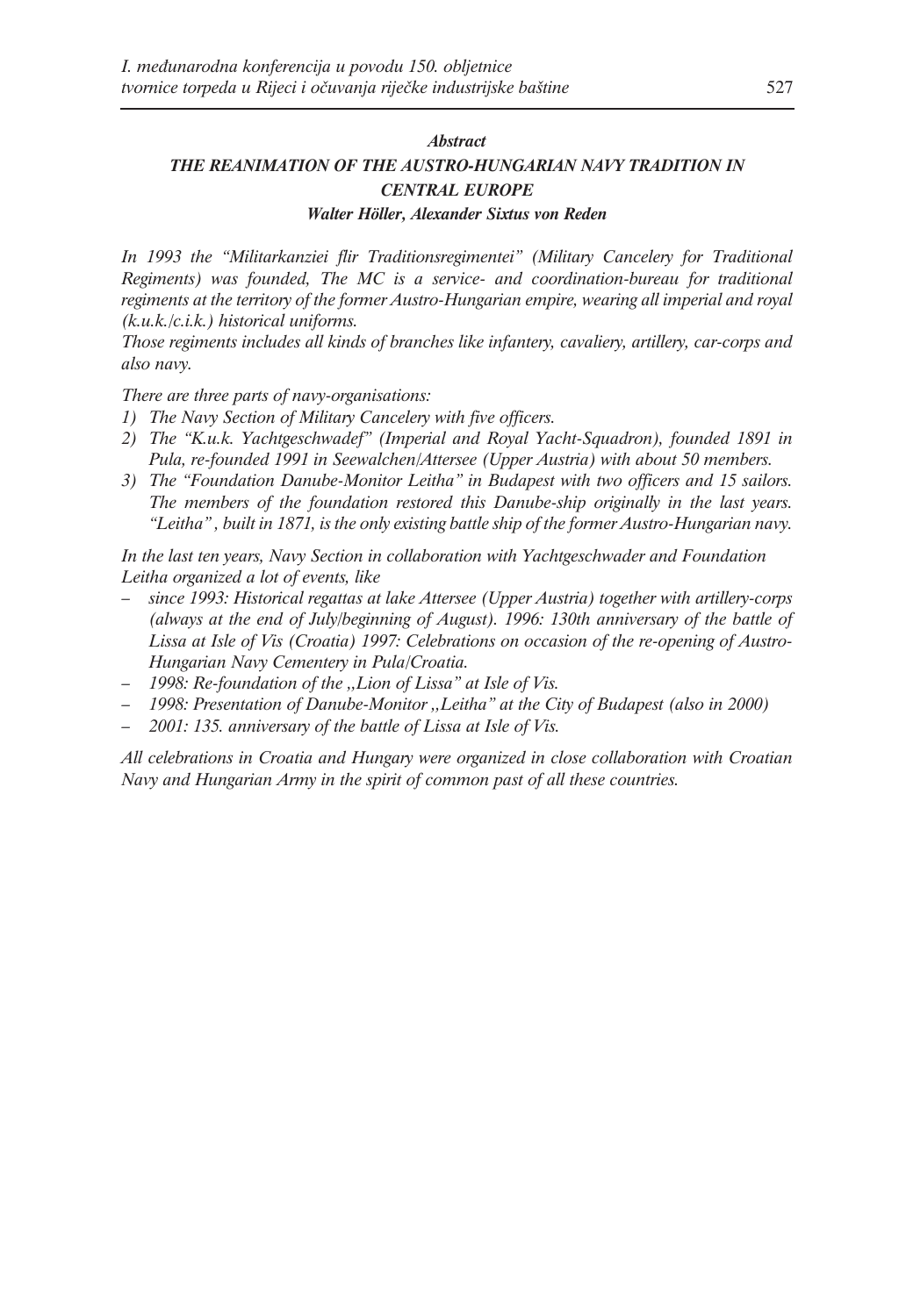*Abstract*

***THE REANIMATION OF THE AUSTRO-HUNGARIAN NAVY TRADITION IN CENTRAL EUROPE***

***Walter Höller, Alexander Sixtus von Reden***

*In 1993 the "Militarkanziei flir Traditionsregimentei" (Military Cancelery for Traditional Regiments) was founded, The MC is a service- and coordination-bureau for traditional regiments at the territory of the former Austro-Hungarian empire, wearing all imperial and royal (k.u.k./c.i.k.) historical uniforms.*

*Those regiments includes all kinds of branches like infantery, cavaliery, artillery, car-corps and also navy.*

*There are three parts of navy-organisations:*

1) *The Navy Section of Military Cancelery with five officers.*
2) *The "K.u.k. Yachtgeschwadef" (Imperial and Royal Yacht-Squadron), founded 1891 in Pula, re-founded 1991 in Seewalchen/Attersee (Upper Austria) with about 50 members.*
3) *The "Foundation Danube-Monitor Leitha" in Budapest with two officers and 15 sailors. The members of the foundation restored this Danube-ship originally in the last years. "Leitha" , built in 1871, is the only existing battle ship of the former Austro-Hungarian navy.*

*In the last ten years, Navy Section in collaboration with Yachtgeschwader and Foundation Leitha organized a lot of events, like*

- *since 1993: Historical regattas at lake Attersee (Upper Austria) together with artillery-corps (always at the end of July/beginning of August). 1996: 130th anniversary of the battle of Lissa at Isle of Vis (Croatia) 1997: Celebrations on occasion of the re-opening of Austro-Hungarian Navy Cementery in Pula/Croatia.*
- *1998: Re-foundation of the „Lion of Lissa" at Isle of Vis.*
- *1998: Presentation of Danube-Monitor „Leitha" at the City of Budapest (also in 2000)*
- *2001: 135. anniversary of the battle of Lissa at Isle of Vis.*

*All celebrations in Croatia and Hungary were organized in close collaboration with Croatian Navy and Hungarian Army in the spirit of common past of all these countries.*